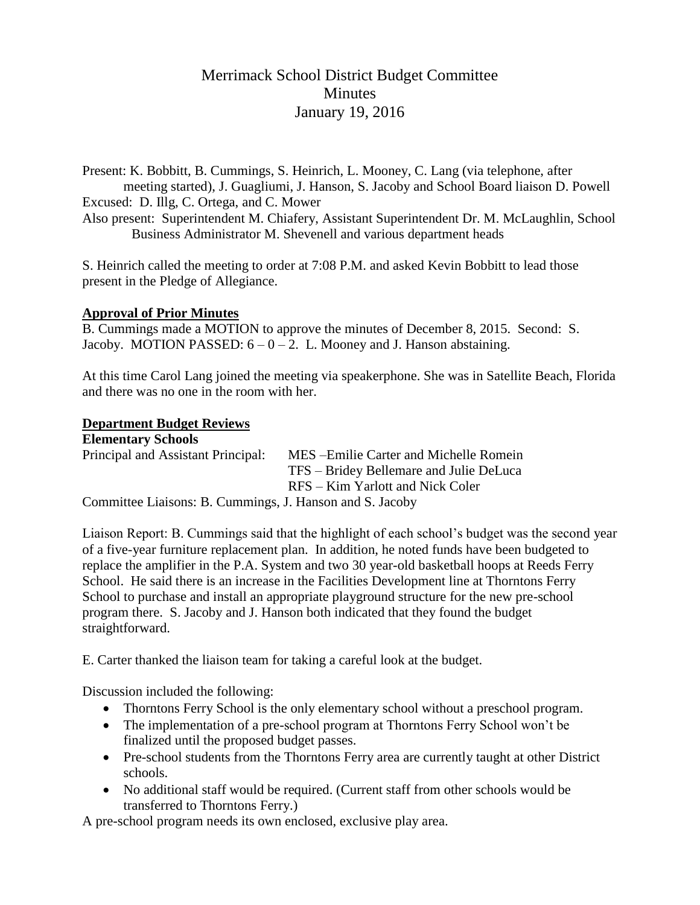# Merrimack School District Budget Committee
# Minutes
# January 19, 2016

Present: K. Bobbitt, B. Cummings, S. Heinrich, L. Mooney, C. Lang (via telephone, after meeting started), J. Guagliumi, J. Hanson, S. Jacoby and School Board liaison D. Powell

Excused: D. Illg, C. Ortega, and C. Mower

Also present: Superintendent M. Chiafery, Assistant Superintendent Dr. M. McLaughlin, School Business Administrator M. Shevenell and various department heads

S. Heinrich called the meeting to order at 7:08 P.M. and asked Kevin Bobbitt to lead those present in the Pledge of Allegiance.

**Approval of Prior Minutes**

B. Cummings made a MOTION to approve the minutes of December 8, 2015. Second: S. Jacoby. MOTION PASSED: 6 – 0 – 2. L. Mooney and J. Hanson abstaining.

At this time Carol Lang joined the meeting via speakerphone. She was in Satellite Beach, Florida and there was no one in the room with her.

**Department Budget Reviews**

**Elementary Schools**

Principal and Assistant Principal: MES –Emilie Carter and Michelle Romein
TFS – Bridey Bellemare and Julie DeLuca
RFS – Kim Yarlott and Nick Coler

Committee Liaisons: B. Cummings, J. Hanson and S. Jacoby

Liaison Report: B. Cummings said that the highlight of each school's budget was the second year of a five-year furniture replacement plan. In addition, he noted funds have been budgeted to replace the amplifier in the P.A. System and two 30 year-old basketball hoops at Reeds Ferry School. He said there is an increase in the Facilities Development line at Thorntons Ferry School to purchase and install an appropriate playground structure for the new pre-school program there. S. Jacoby and J. Hanson both indicated that they found the budget straightforward.

E. Carter thanked the liaison team for taking a careful look at the budget.

Discussion included the following:

- Thorntons Ferry School is the only elementary school without a preschool program.
- The implementation of a pre-school program at Thorntons Ferry School won't be finalized until the proposed budget passes.
- Pre-school students from the Thorntons Ferry area are currently taught at other District schools.
- No additional staff would be required. (Current staff from other schools would be transferred to Thorntons Ferry.)

A pre-school program needs its own enclosed, exclusive play area.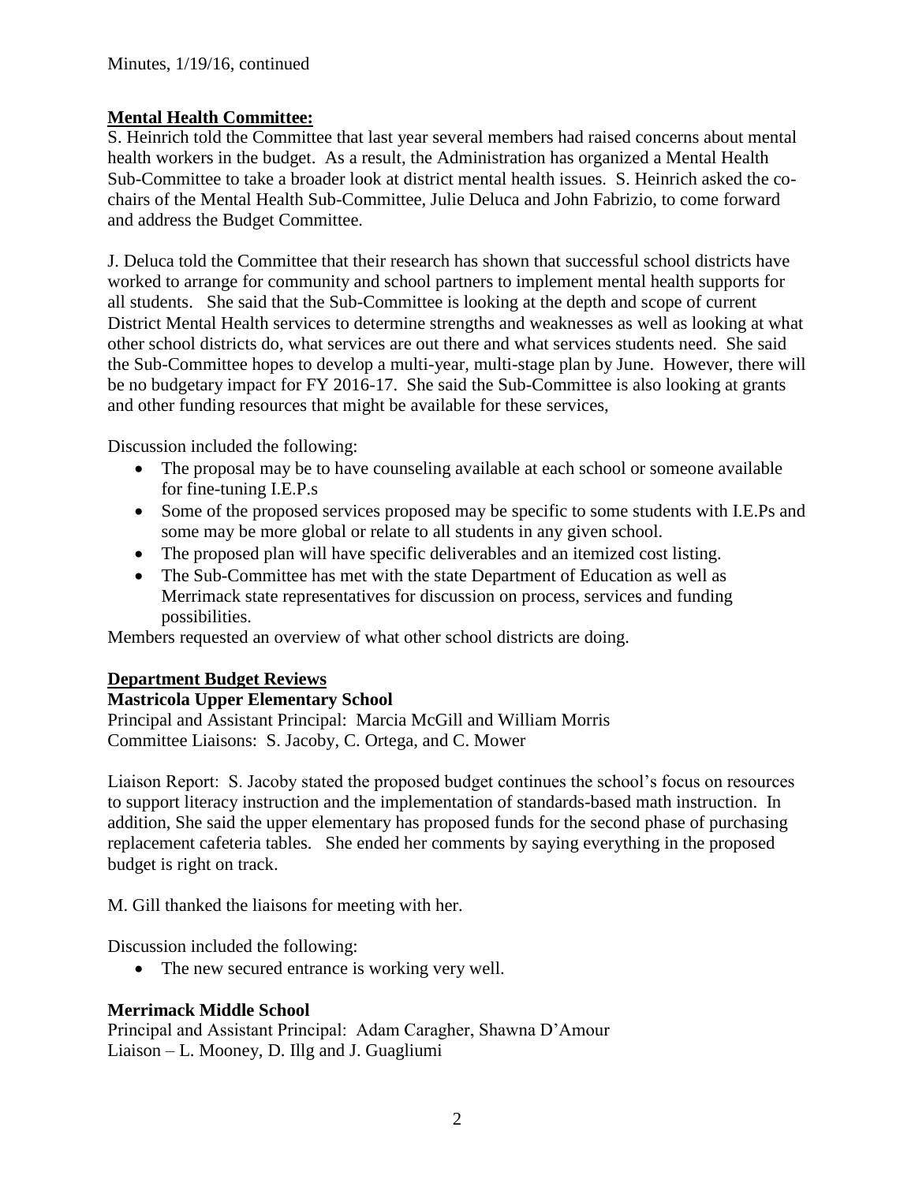Minutes, 1/19/16, continued

**Mental Health Committee:**

S. Heinrich told the Committee that last year several members had raised concerns about mental health workers in the budget. As a result, the Administration has organized a Mental Health Sub-Committee to take a broader look at district mental health issues. S. Heinrich asked the co-chairs of the Mental Health Sub-Committee, Julie Deluca and John Fabrizio, to come forward and address the Budget Committee.

J. Deluca told the Committee that their research has shown that successful school districts have worked to arrange for community and school partners to implement mental health supports for all students. She said that the Sub-Committee is looking at the depth and scope of current District Mental Health services to determine strengths and weaknesses as well as looking at what other school districts do, what services are out there and what services students need. She said the Sub-Committee hopes to develop a multi-year, multi-stage plan by June. However, there will be no budgetary impact for FY 2016-17. She said the Sub-Committee is also looking at grants and other funding resources that might be available for these services,

Discussion included the following:

- The proposal may be to have counseling available at each school or someone available for fine-tuning I.E.P.s
- Some of the proposed services proposed may be specific to some students with I.E.Ps and some may be more global or relate to all students in any given school.
- The proposed plan will have specific deliverables and an itemized cost listing.
- The Sub-Committee has met with the state Department of Education as well as Merrimack state representatives for discussion on process, services and funding possibilities.

Members requested an overview of what other school districts are doing.

**Department Budget Reviews**

**Mastricola Upper Elementary School**

Principal and Assistant Principal: Marcia McGill and William Morris
Committee Liaisons: S. Jacoby, C. Ortega, and C. Mower

Liaison Report: S. Jacoby stated the proposed budget continues the school's focus on resources to support literacy instruction and the implementation of standards-based math instruction. In addition, She said the upper elementary has proposed funds for the second phase of purchasing replacement cafeteria tables. She ended her comments by saying everything in the proposed budget is right on track.

M. Gill thanked the liaisons for meeting with her.

Discussion included the following:

- The new secured entrance is working very well.

**Merrimack Middle School**

Principal and Assistant Principal: Adam Caragher, Shawna D'Amour
Liaison – L. Mooney, D. Illg and J. Guagliumi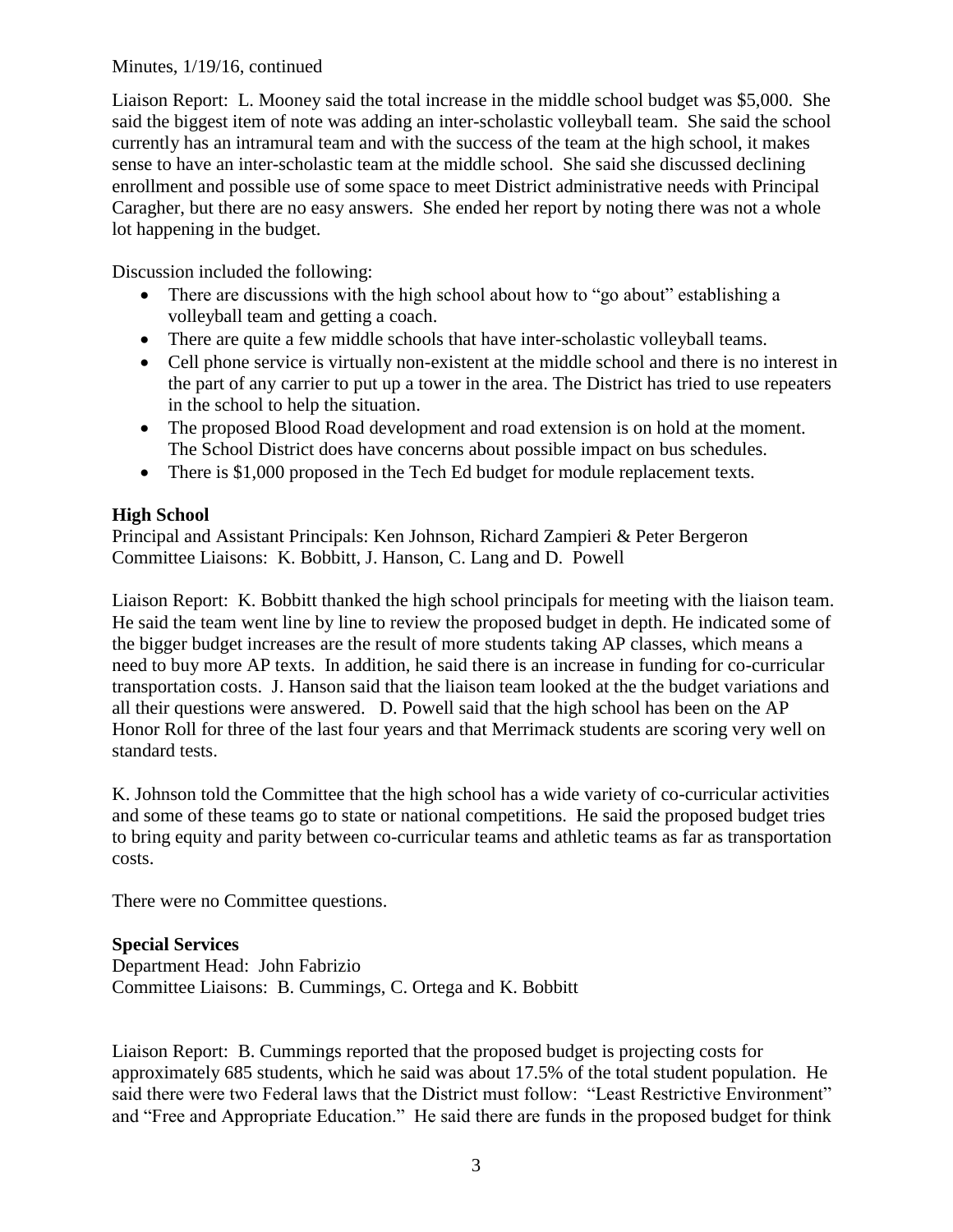Minutes, 1/19/16, continued

Liaison Report: L. Mooney said the total increase in the middle school budget was $5,000. She said the biggest item of note was adding an inter-scholastic volleyball team. She said the school currently has an intramural team and with the success of the team at the high school, it makes sense to have an inter-scholastic team at the middle school. She said she discussed declining enrollment and possible use of some space to meet District administrative needs with Principal Caragher, but there are no easy answers. She ended her report by noting there was not a whole lot happening in the budget.

Discussion included the following:

- There are discussions with the high school about how to "go about" establishing a volleyball team and getting a coach.
- There are quite a few middle schools that have inter-scholastic volleyball teams.
- Cell phone service is virtually non-existent at the middle school and there is no interest in the part of any carrier to put up a tower in the area. The District has tried to use repeaters in the school to help the situation.
- The proposed Blood Road development and road extension is on hold at the moment. The School District does have concerns about possible impact on bus schedules.
- There is $1,000 proposed in the Tech Ed budget for module replacement texts.

**High School**

Principal and Assistant Principals: Ken Johnson, Richard Zampieri & Peter Bergeron
Committee Liaisons: K. Bobbitt, J. Hanson, C. Lang and D. Powell

Liaison Report: K. Bobbitt thanked the high school principals for meeting with the liaison team. He said the team went line by line to review the proposed budget in depth. He indicated some of the bigger budget increases are the result of more students taking AP classes, which means a need to buy more AP texts. In addition, he said there is an increase in funding for co-curricular transportation costs. J. Hanson said that the liaison team looked at the the budget variations and all their questions were answered. D. Powell said that the high school has been on the AP Honor Roll for three of the last four years and that Merrimack students are scoring very well on standard tests.

K. Johnson told the Committee that the high school has a wide variety of co-curricular activities and some of these teams go to state or national competitions. He said the proposed budget tries to bring equity and parity between co-curricular teams and athletic teams as far as transportation costs.

There were no Committee questions.

**Special Services**

Department Head: John Fabrizio
Committee Liaisons: B. Cummings, C. Ortega and K. Bobbitt

Liaison Report: B. Cummings reported that the proposed budget is projecting costs for approximately 685 students, which he said was about 17.5% of the total student population. He said there were two Federal laws that the District must follow: "Least Restrictive Environment" and "Free and Appropriate Education." He said there are funds in the proposed budget for think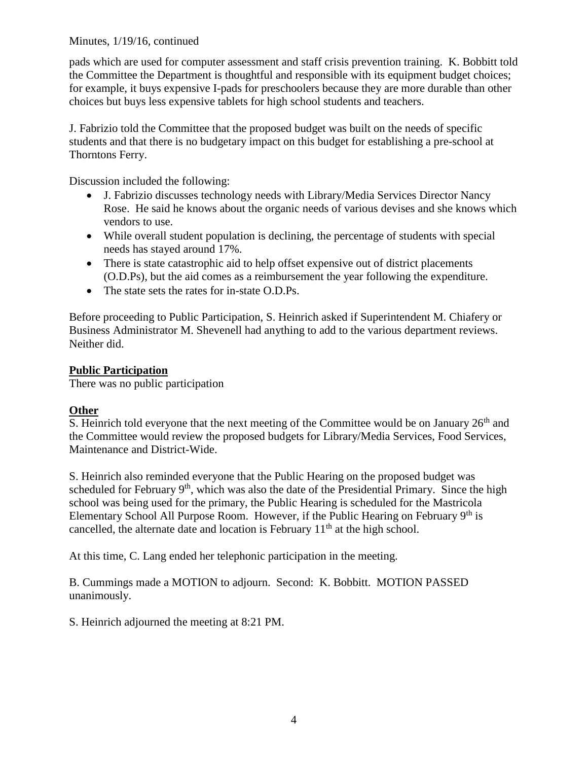Minutes, 1/19/16, continued

pads which are used for computer assessment and staff crisis prevention training. K. Bobbitt told the Committee the Department is thoughtful and responsible with its equipment budget choices; for example, it buys expensive I-pads for preschoolers because they are more durable than other choices but buys less expensive tablets for high school students and teachers.

J. Fabrizio told the Committee that the proposed budget was built on the needs of specific students and that there is no budgetary impact on this budget for establishing a pre-school at Thorntons Ferry.

Discussion included the following:

- J. Fabrizio discusses technology needs with Library/Media Services Director Nancy Rose. He said he knows about the organic needs of various devises and she knows which vendors to use.
- While overall student population is declining, the percentage of students with special needs has stayed around 17%.
- There is state catastrophic aid to help offset expensive out of district placements (O.D.Ps), but the aid comes as a reimbursement the year following the expenditure.
- The state sets the rates for in-state O.D.Ps.

Before proceeding to Public Participation, S. Heinrich asked if Superintendent M. Chiafery or Business Administrator M. Shevenell had anything to add to the various department reviews. Neither did.

**Public Participation**

There was no public participation

**Other**

S. Heinrich told everyone that the next meeting of the Committee would be on January 26th and the Committee would review the proposed budgets for Library/Media Services, Food Services, Maintenance and District-Wide.

S. Heinrich also reminded everyone that the Public Hearing on the proposed budget was scheduled for February 9th, which was also the date of the Presidential Primary. Since the high school was being used for the primary, the Public Hearing is scheduled for the Mastricola Elementary School All Purpose Room. However, if the Public Hearing on February 9th is cancelled, the alternate date and location is February 11th at the high school.

At this time, C. Lang ended her telephonic participation in the meeting.

B. Cummings made a MOTION to adjourn. Second: K. Bobbitt. MOTION PASSED unanimously.

S. Heinrich adjourned the meeting at 8:21 PM.